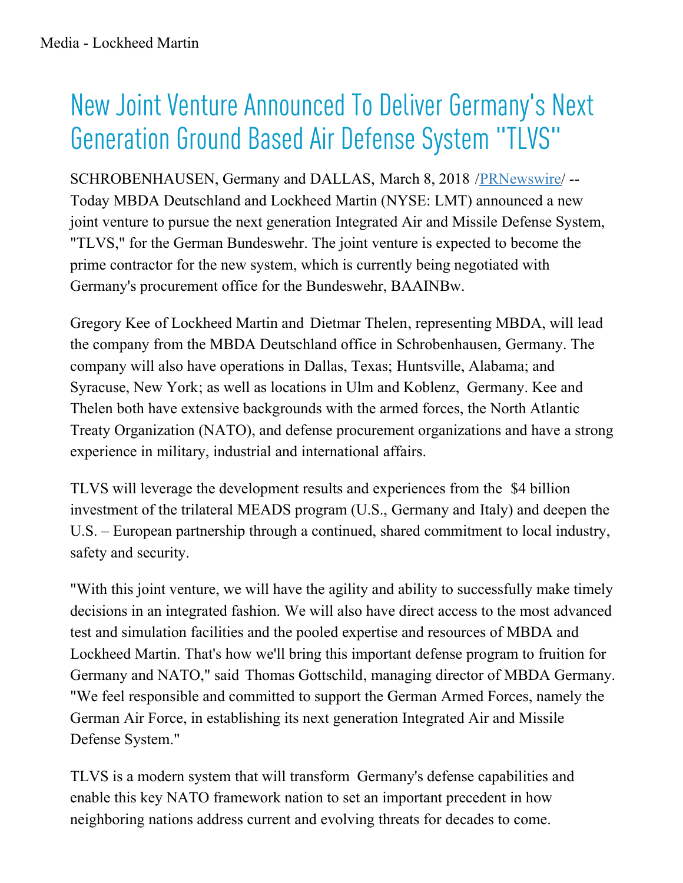# New Joint Venture Announced To Deliver Germany's Next Generation Ground Based Air Defense System "TLVS"

SCHROBENHAUSEN, Germany and DALLAS, March 8, 2018 /PRNewswire/ -- Today MBDA Deutschland and Lockheed Martin (NYSE: LMT) announced a new joint venture to pursue the next generation Integrated Air and Missile Defense System, "TLVS," for the German Bundeswehr. The joint venture is expected to become the prime contractor for the new system, which is currently being negotiated with Germany's procurement office for the Bundeswehr, BAAINBw.

Gregory Kee of Lockheed Martin and Dietmar Thelen, representing MBDA, will lead the company from the MBDA Deutschland office in Schrobenhausen, Germany. The company will also have operations in Dallas, Texas; Huntsville, Alabama; and Syracuse, New York; as well as locations in Ulm and Koblenz, Germany. Kee and Thelen both have extensive backgrounds with the armed forces, the North Atlantic Treaty Organization (NATO), and defense procurement organizations and have a strong experience in military, industrial and international affairs.

TLVS will leverage the development results and experiences from the $4 billion investment of the trilateral MEADS program (U.S., Germany and Italy) and deepen the U.S. – European partnership through a continued, shared commitment to local industry, safety and security.

"With this joint venture, we will have the agility and ability to successfully make timely decisions in an integrated fashion. We will also have direct access to the most advanced test and simulation facilities and the pooled expertise and resources of MBDA and Lockheed Martin. That's how we'll bring this important defense program to fruition for Germany and NATO," said Thomas Gottschild, managing director of MBDA Germany. "We feel responsible and committed to support the German Armed Forces, namely the German Air Force, in establishing its next generation Integrated Air and Missile Defense System."

TLVS is a modern system that will transform Germany's defense capabilities and enable this key NATO framework nation to set an important precedent in how neighboring nations address current and evolving threats for decades to come.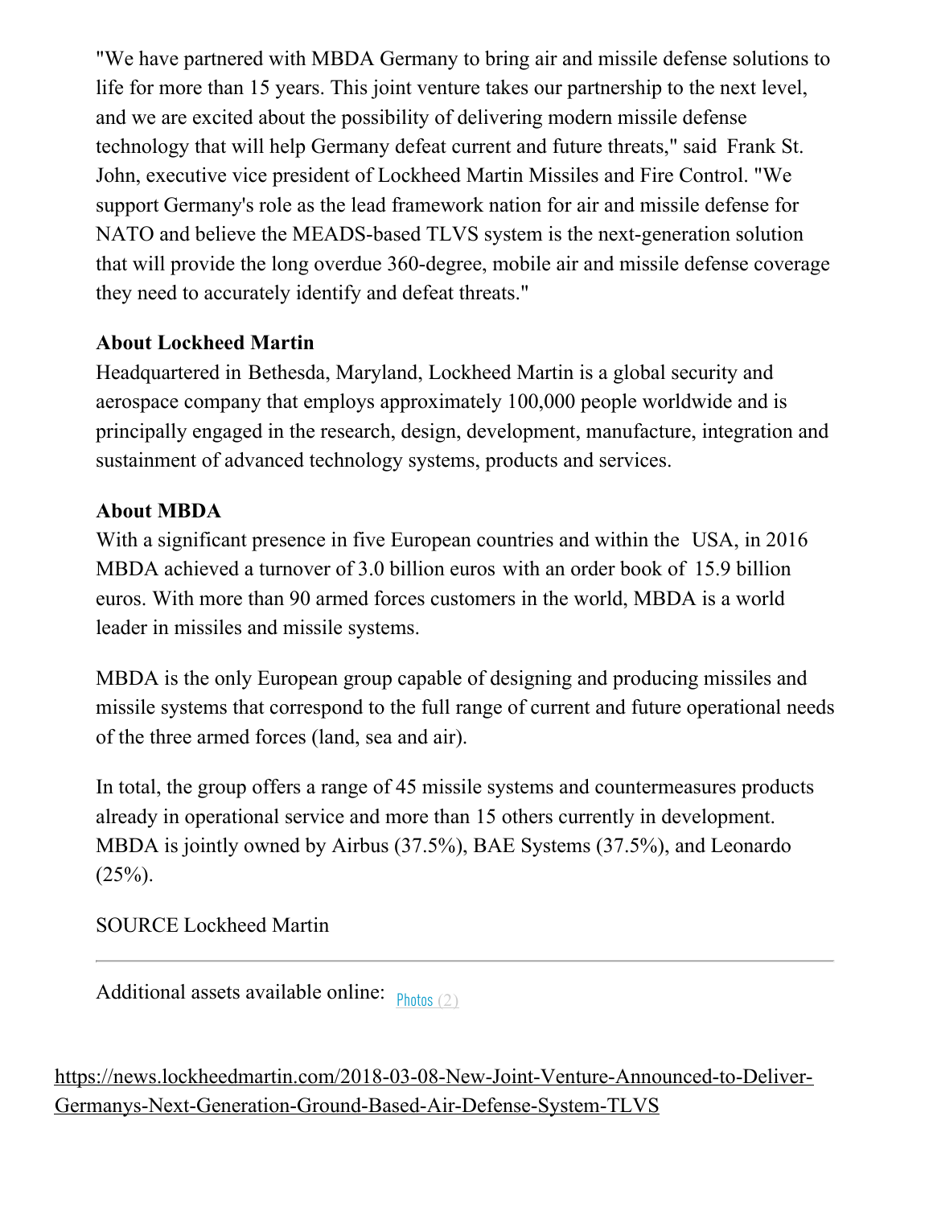"We have partnered with MBDA Germany to bring air and missile defense solutions to life for more than 15 years. This joint venture takes our partnership to the next level, and we are excited about the possibility of delivering modern missile defense technology that will help Germany defeat current and future threats," said Frank St. John, executive vice president of Lockheed Martin Missiles and Fire Control. "We support Germany's role as the lead framework nation for air and missile defense for NATO and believe the MEADS-based TLVS system is the next-generation solution that will provide the long overdue 360-degree, mobile air and missile defense coverage they need to accurately identify and defeat threats."

**About Lockheed Martin**
Headquartered in Bethesda, Maryland, Lockheed Martin is a global security and aerospace company that employs approximately 100,000 people worldwide and is principally engaged in the research, design, development, manufacture, integration and sustainment of advanced technology systems, products and services.

**About MBDA**
With a significant presence in five European countries and within the USA, in 2016 MBDA achieved a turnover of 3.0 billion euros with an order book of 15.9 billion euros. With more than 90 armed forces customers in the world, MBDA is a world leader in missiles and missile systems.

MBDA is the only European group capable of designing and producing missiles and missile systems that correspond to the full range of current and future operational needs of the three armed forces (land, sea and air).

In total, the group offers a range of 45 missile systems and countermeasures products already in operational service and more than 15 others currently in development. MBDA is jointly owned by Airbus (37.5%), BAE Systems (37.5%), and Leonardo (25%).

SOURCE Lockheed Martin

---

Additional assets available online: Photos (2)

https://news.lockheedmartin.com/2018-03-08-New-Joint-Venture-Announced-to-Deliver-Germanys-Next-Generation-Ground-Based-Air-Defense-System-TLVS